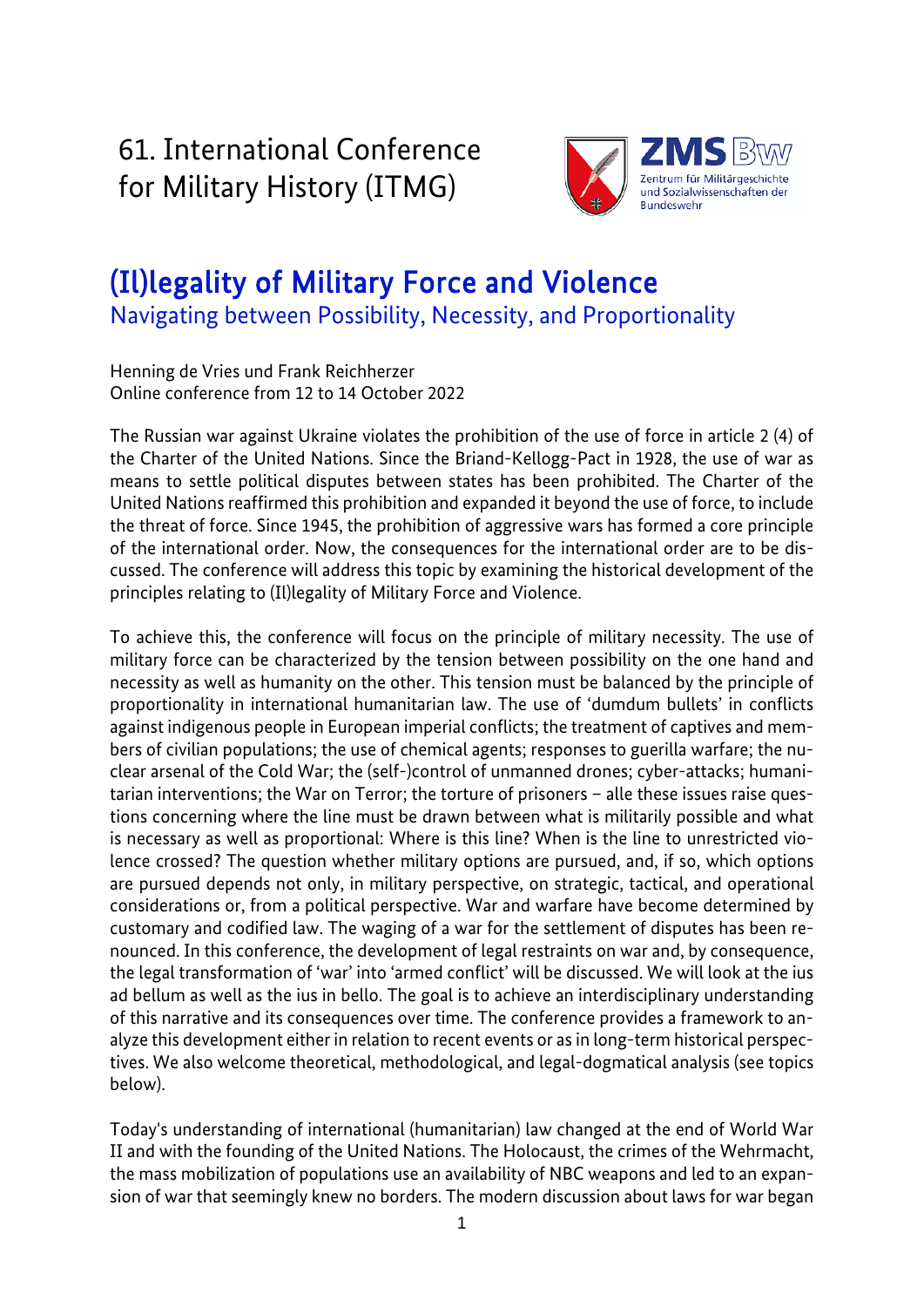# 61. International Conference for Military History (ITMG)

ZMS Bw
Zentrum für Militärgeschichte und Sozialwissenschaften der Bundeswehr

## (Il)legality of Military Force and Violence

### Navigating between Possibility, Necessity, and Proportionality

Henning de Vries und Frank Reichherzer
Online conference from 12 to 14 October 2022

The Russian war against Ukraine violates the prohibition of the use of force in article 2 (4) of the Charter of the United Nations. Since the Briand-Kellogg-Pact in 1928, the use of war as means to settle political disputes between states has been prohibited. The Charter of the United Nations reaffirmed this prohibition and expanded it beyond the use of force, to include the threat of force. Since 1945, the prohibition of aggressive wars has formed a core principle of the international order. Now, the consequences for the international order are to be discussed. The conference will address this topic by examining the historical development of the principles relating to (Il)legality of Military Force and Violence.

To achieve this, the conference will focus on the principle of military necessity. The use of military force can be characterized by the tension between possibility on the one hand and necessity as well as humanity on the other. This tension must be balanced by the principle of proportionality in international humanitarian law. The use of 'dumdum bullets' in conflicts against indigenous people in European imperial conflicts; the treatment of captives and members of civilian populations; the use of chemical agents; responses to guerilla warfare; the nuclear arsenal of the Cold War; the (self-)control of unmanned drones; cyber-attacks; humanitarian interventions; the War on Terror; the torture of prisoners – alle these issues raise questions concerning where the line must be drawn between what is militarily possible and what is necessary as well as proportional: Where is this line? When is the line to unrestricted violence crossed? The question whether military options are pursued, and, if so, which options are pursued depends not only, in military perspective, on strategic, tactical, and operational considerations or, from a political perspective. War and warfare have become determined by customary and codified law. The waging of a war for the settlement of disputes has been renounced. In this conference, the development of legal restraints on war and, by consequence, the legal transformation of 'war' into 'armed conflict' will be discussed. We will look at the ius ad bellum as well as the ius in bello. The goal is to achieve an interdisciplinary understanding of this narrative and its consequences over time. The conference provides a framework to analyze this development either in relation to recent events or as in long-term historical perspectives. We also welcome theoretical, methodological, and legal-dogmatical analysis (see topics below).

Today's understanding of international (humanitarian) law changed at the end of World War II and with the founding of the United Nations. The Holocaust, the crimes of the Wehrmacht, the mass mobilization of populations use an availability of NBC weapons and led to an expansion of war that seemingly knew no borders. The modern discussion about laws for war began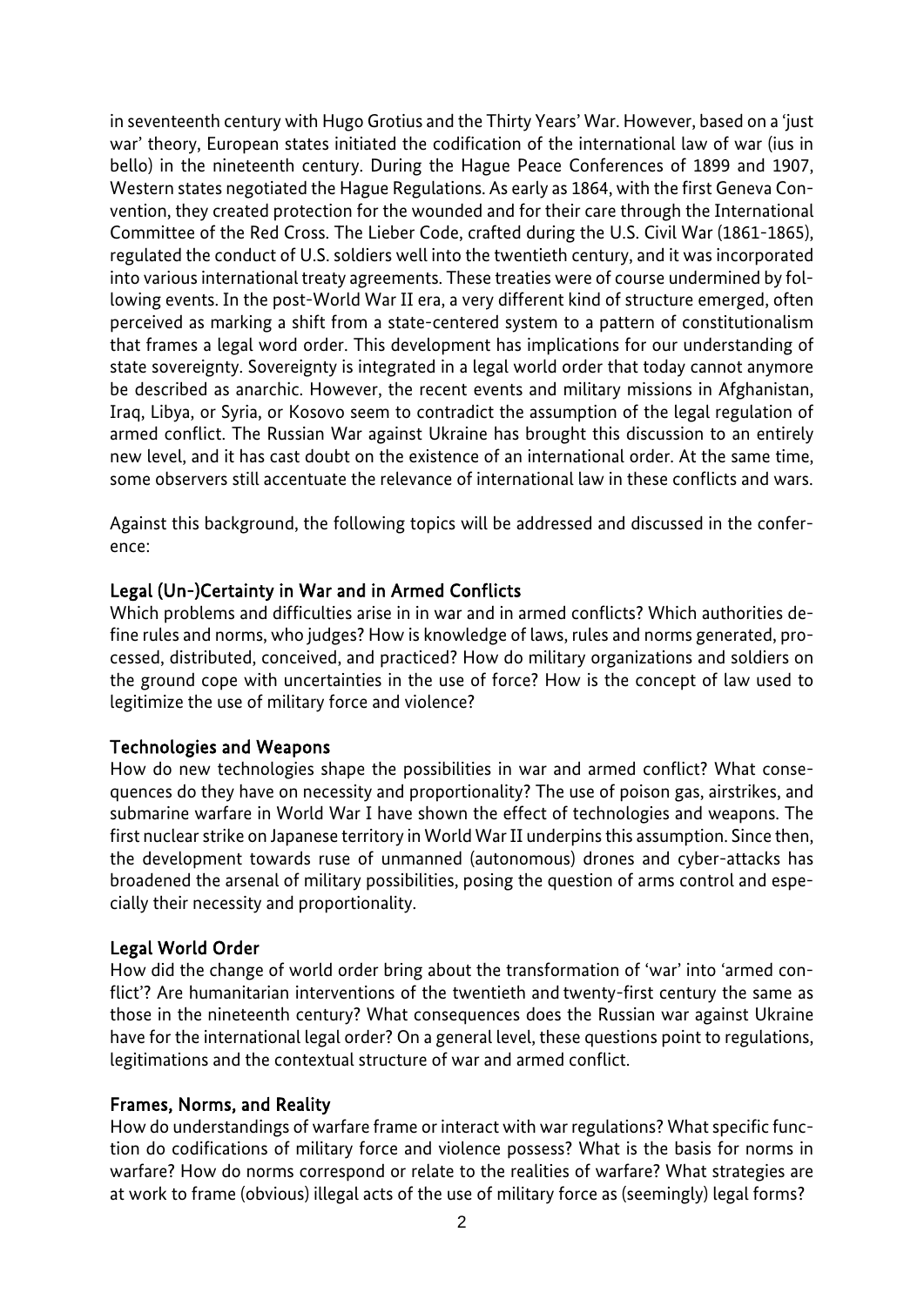in seventeenth century with Hugo Grotius and the Thirty Years' War. However, based on a 'just war' theory, European states initiated the codification of the international law of war (ius in bello) in the nineteenth century. During the Hague Peace Conferences of 1899 and 1907, Western states negotiated the Hague Regulations. As early as 1864, with the first Geneva Convention, they created protection for the wounded and for their care through the International Committee of the Red Cross. The Lieber Code, crafted during the U.S. Civil War (1861-1865), regulated the conduct of U.S. soldiers well into the twentieth century, and it was incorporated into various international treaty agreements. These treaties were of course undermined by following events. In the post-World War II era, a very different kind of structure emerged, often perceived as marking a shift from a state-centered system to a pattern of constitutionalism that frames a legal word order. This development has implications for our understanding of state sovereignty. Sovereignty is integrated in a legal world order that today cannot anymore be described as anarchic. However, the recent events and military missions in Afghanistan, Iraq, Libya, or Syria, or Kosovo seem to contradict the assumption of the legal regulation of armed conflict. The Russian War against Ukraine has brought this discussion to an entirely new level, and it has cast doubt on the existence of an international order. At the same time, some observers still accentuate the relevance of international law in these conflicts and wars.

Against this background, the following topics will be addressed and discussed in the conference:

## Legal (Un-)Certainty in War and in Armed Conflicts

Which problems and difficulties arise in in war and in armed conflicts? Which authorities define rules and norms, who judges? How is knowledge of laws, rules and norms generated, processed, distributed, conceived, and practiced? How do military organizations and soldiers on the ground cope with uncertainties in the use of force? How is the concept of law used to legitimize the use of military force and violence?

## Technologies and Weapons

How do new technologies shape the possibilities in war and armed conflict? What consequences do they have on necessity and proportionality? The use of poison gas, airstrikes, and submarine warfare in World War I have shown the effect of technologies and weapons. The first nuclear strike on Japanese territory in World War II underpins this assumption. Since then, the development towards ruse of unmanned (autonomous) drones and cyber-attacks has broadened the arsenal of military possibilities, posing the question of arms control and especially their necessity and proportionality.

## Legal World Order

How did the change of world order bring about the transformation of 'war' into 'armed conflict'? Are humanitarian interventions of the twentieth and twenty-first century the same as those in the nineteenth century? What consequences does the Russian war against Ukraine have for the international legal order? On a general level, these questions point to regulations, legitimations and the contextual structure of war and armed conflict.

## Frames, Norms, and Reality

How do understandings of warfare frame or interact with war regulations? What specific function do codifications of military force and violence possess? What is the basis for norms in warfare? How do norms correspond or relate to the realities of warfare? What strategies are at work to frame (obvious) illegal acts of the use of military force as (seemingly) legal forms?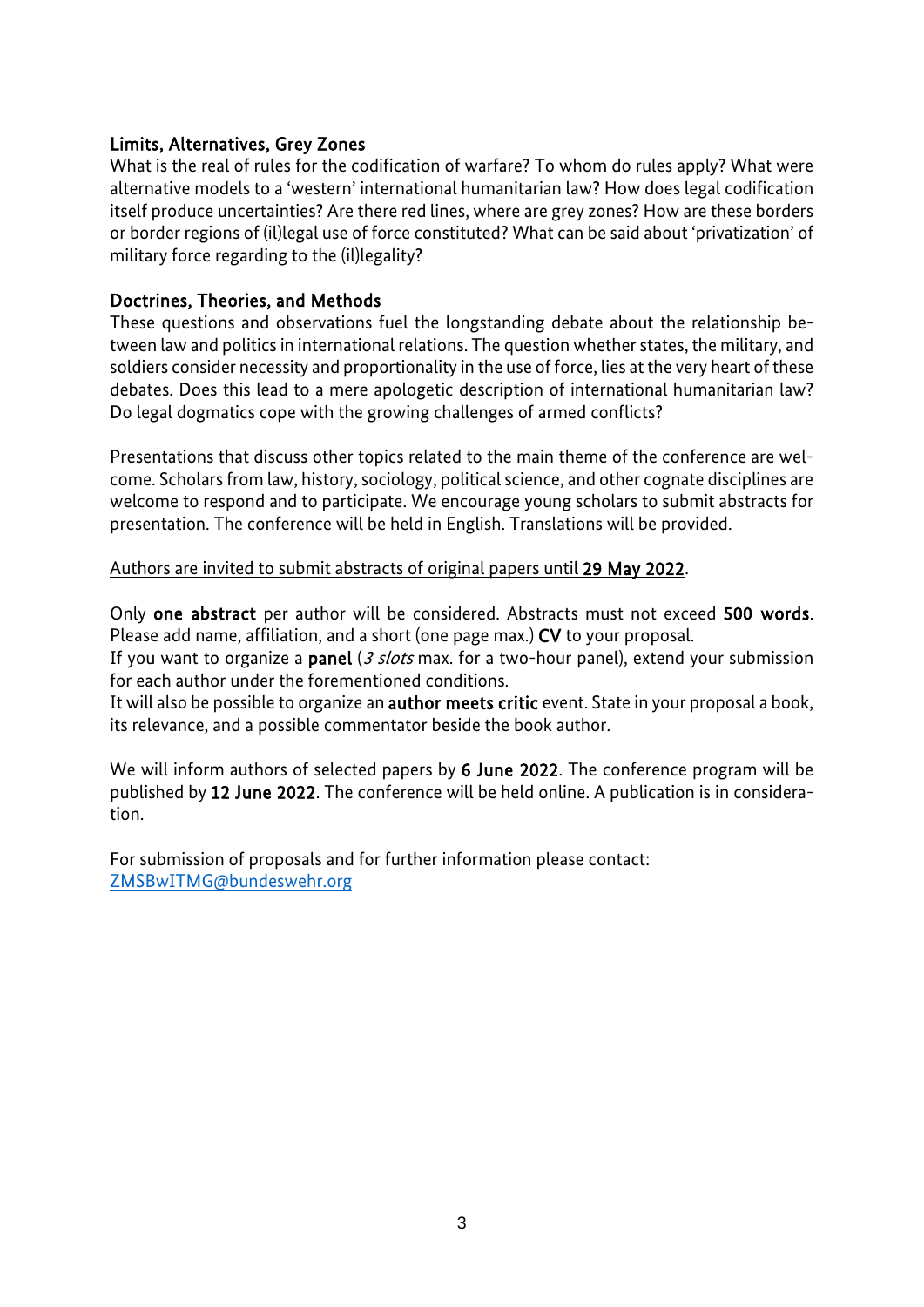### Limits, Alternatives, Grey Zones

What is the real of rules for the codification of warfare? To whom do rules apply? What were alternative models to a 'western' international humanitarian law? How does legal codification itself produce uncertainties? Are there red lines, where are grey zones? How are these borders or border regions of (il)legal use of force constituted? What can be said about 'privatization' of military force regarding to the (il)legality?

### Doctrines, Theories, and Methods

These questions and observations fuel the longstanding debate about the relationship between law and politics in international relations. The question whether states, the military, and soldiers consider necessity and proportionality in the use of force, lies at the very heart of these debates. Does this lead to a mere apologetic description of international humanitarian law? Do legal dogmatics cope with the growing challenges of armed conflicts?

Presentations that discuss other topics related to the main theme of the conference are welcome. Scholars from law, history, sociology, political science, and other cognate disciplines are welcome to respond and to participate. We encourage young scholars to submit abstracts for presentation. The conference will be held in English. Translations will be provided.

Authors are invited to submit abstracts of original papers until **29 May 2022**.

Only **one abstract** per author will be considered. Abstracts must not exceed **500 words**. Please add name, affiliation, and a short (one page max.) **CV** to your proposal.
If you want to organize a **panel** (*3 slots* max. for a two-hour panel), extend your submission for each author under the forementioned conditions.
It will also be possible to organize an **author meets critic** event. State in your proposal a book, its relevance, and a possible commentator beside the book author.

We will inform authors of selected papers by **6 June 2022**. The conference program will be published by **12 June 2022**. The conference will be held online. A publication is in consideration.

For submission of proposals and for further information please contact:
ZMSBwITMG@bundeswehr.org